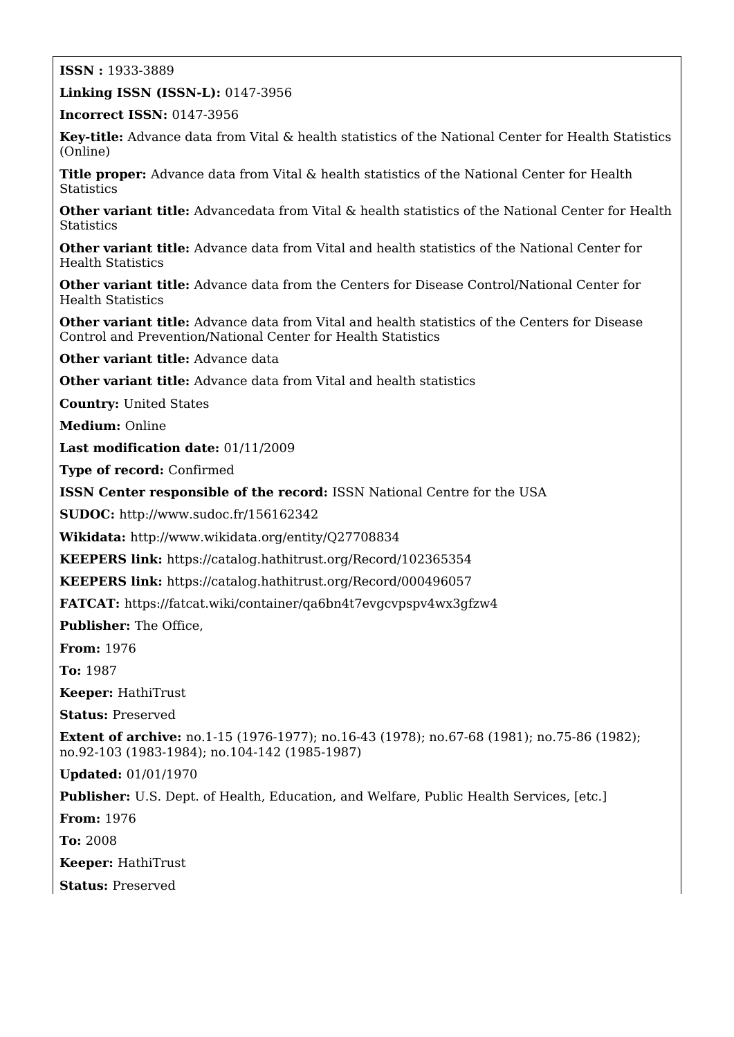**ISSN :** 1933-3889

**Linking ISSN (ISSN-L):** 0147-3956

**Incorrect ISSN:** 0147-3956

**Key-title:** Advance data from Vital & health statistics of the National Center for Health Statistics (Online)

**Title proper:** Advance data from Vital & health statistics of the National Center for Health Statistics

**Other variant title:** Advancedata from Vital & health statistics of the National Center for Health Statistics

**Other variant title:** Advance data from Vital and health statistics of the National Center for Health Statistics

**Other variant title:** Advance data from the Centers for Disease Control/National Center for Health Statistics

**Other variant title:** Advance data from Vital and health statistics of the Centers for Disease Control and Prevention/National Center for Health Statistics

**Other variant title:** Advance data

**Other variant title:** Advance data from Vital and health statistics

**Country:** United States

**Medium:** Online

**Last modification date:** 01/11/2009

**Type of record:** Confirmed

**ISSN Center responsible of the record:** ISSN National Centre for the USA

**SUDOC:** http://www.sudoc.fr/156162342

**Wikidata:** http://www.wikidata.org/entity/Q27708834

**KEEPERS link:** https://catalog.hathitrust.org/Record/102365354

**KEEPERS link:** https://catalog.hathitrust.org/Record/000496057

**FATCAT:** https://fatcat.wiki/container/qa6bn4t7evgcvpspv4wx3gfzw4

**Publisher:** The Office,

**From:** 1976

**To:** 1987

**Keeper:** HathiTrust

**Status:** Preserved

**Extent of archive:** no.1-15 (1976-1977); no.16-43 (1978); no.67-68 (1981); no.75-86 (1982); no.92-103 (1983-1984); no.104-142 (1985-1987)

**Updated:** 01/01/1970

**Publisher:** U.S. Dept. of Health, Education, and Welfare, Public Health Services, [etc.]

**From:** 1976

**To:** 2008

**Keeper:** HathiTrust

**Status:** Preserved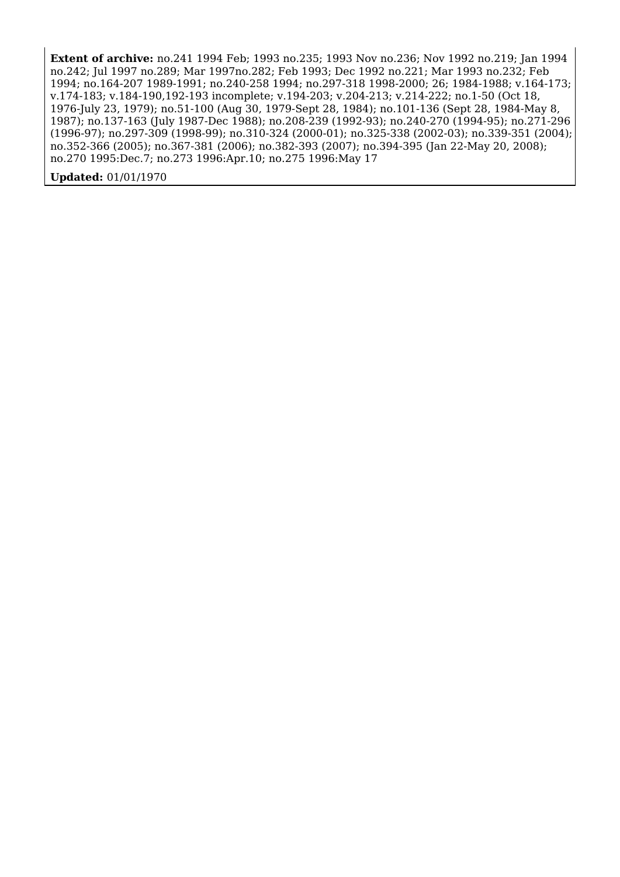**Extent of archive:** no.241 1994 Feb; 1993 no.235; 1993 Nov no.236; Nov 1992 no.219; Jan 1994 no.242; Jul 1997 no.289; Mar 1997no.282; Feb 1993; Dec 1992 no.221; Mar 1993 no.232; Feb 1994; no.164-207 1989-1991; no.240-258 1994; no.297-318 1998-2000; 26; 1984-1988; v.164-173; v.174-183; v.184-190,192-193 incomplete; v.194-203; v.204-213; v.214-222; no.1-50 (Oct 18, 1976-July 23, 1979); no.51-100 (Aug 30, 1979-Sept 28, 1984); no.101-136 (Sept 28, 1984-May 8, 1987); no.137-163 (July 1987-Dec 1988); no.208-239 (1992-93); no.240-270 (1994-95); no.271-296 (1996-97); no.297-309 (1998-99); no.310-324 (2000-01); no.325-338 (2002-03); no.339-351 (2004); no.352-366 (2005); no.367-381 (2006); no.382-393 (2007); no.394-395 (Jan 22-May 20, 2008); no.270 1995:Dec.7; no.273 1996:Apr.10; no.275 1996:May 17

**Updated:** 01/01/1970